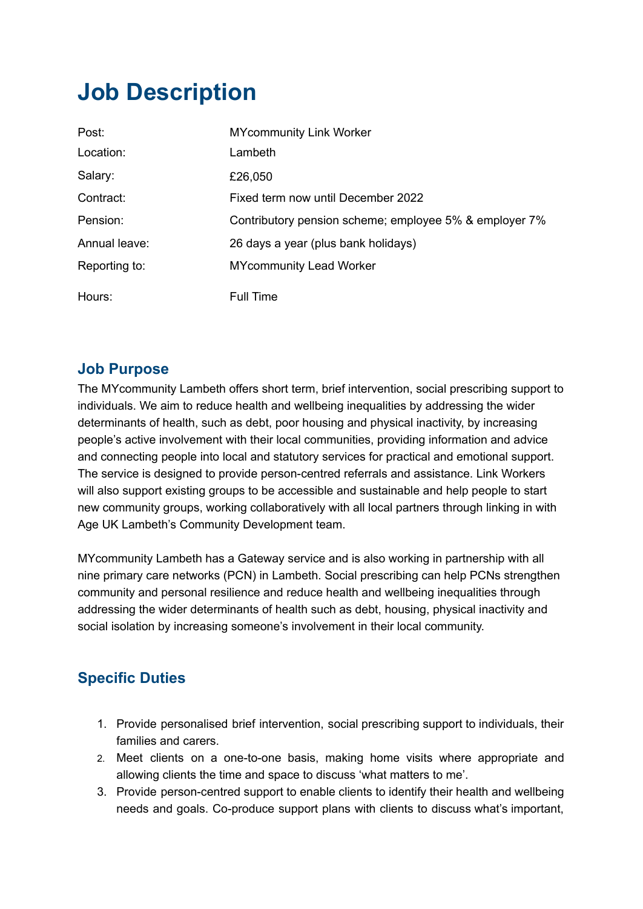# Job Description

| | |
|---|---|
| Post: | MYcommunity Link Worker |
| Location: | Lambeth |
| Salary: | £26,050 |
| Contract: | Fixed term now until December 2022 |
| Pension: | Contributory pension scheme; employee 5% & employer 7% |
| Annual leave: | 26 days a year (plus bank holidays) |
| Reporting to: | MYcommunity Lead Worker |
| Hours: | Full Time |

## Job Purpose

The MYcommunity Lambeth offers short term, brief intervention, social prescribing support to individuals. We aim to reduce health and wellbeing inequalities by addressing the wider determinants of health, such as debt, poor housing and physical inactivity, by increasing people's active involvement with their local communities, providing information and advice and connecting people into local and statutory services for practical and emotional support. The service is designed to provide person-centred referrals and assistance. Link Workers will also support existing groups to be accessible and sustainable and help people to start new community groups, working collaboratively with all local partners through linking in with Age UK Lambeth's Community Development team.

MYcommunity Lambeth has a Gateway service and is also working in partnership with all nine primary care networks (PCN) in Lambeth. Social prescribing can help PCNs strengthen community and personal resilience and reduce health and wellbeing inequalities through addressing the wider determinants of health such as debt, housing, physical inactivity and social isolation by increasing someone's involvement in their local community.

## Specific Duties

1. Provide personalised brief intervention, social prescribing support to individuals, their families and carers.
2. Meet clients on a one-to-one basis, making home visits where appropriate and allowing clients the time and space to discuss 'what matters to me'.
3. Provide person-centred support to enable clients to identify their health and wellbeing needs and goals. Co-produce support plans with clients to discuss what's important,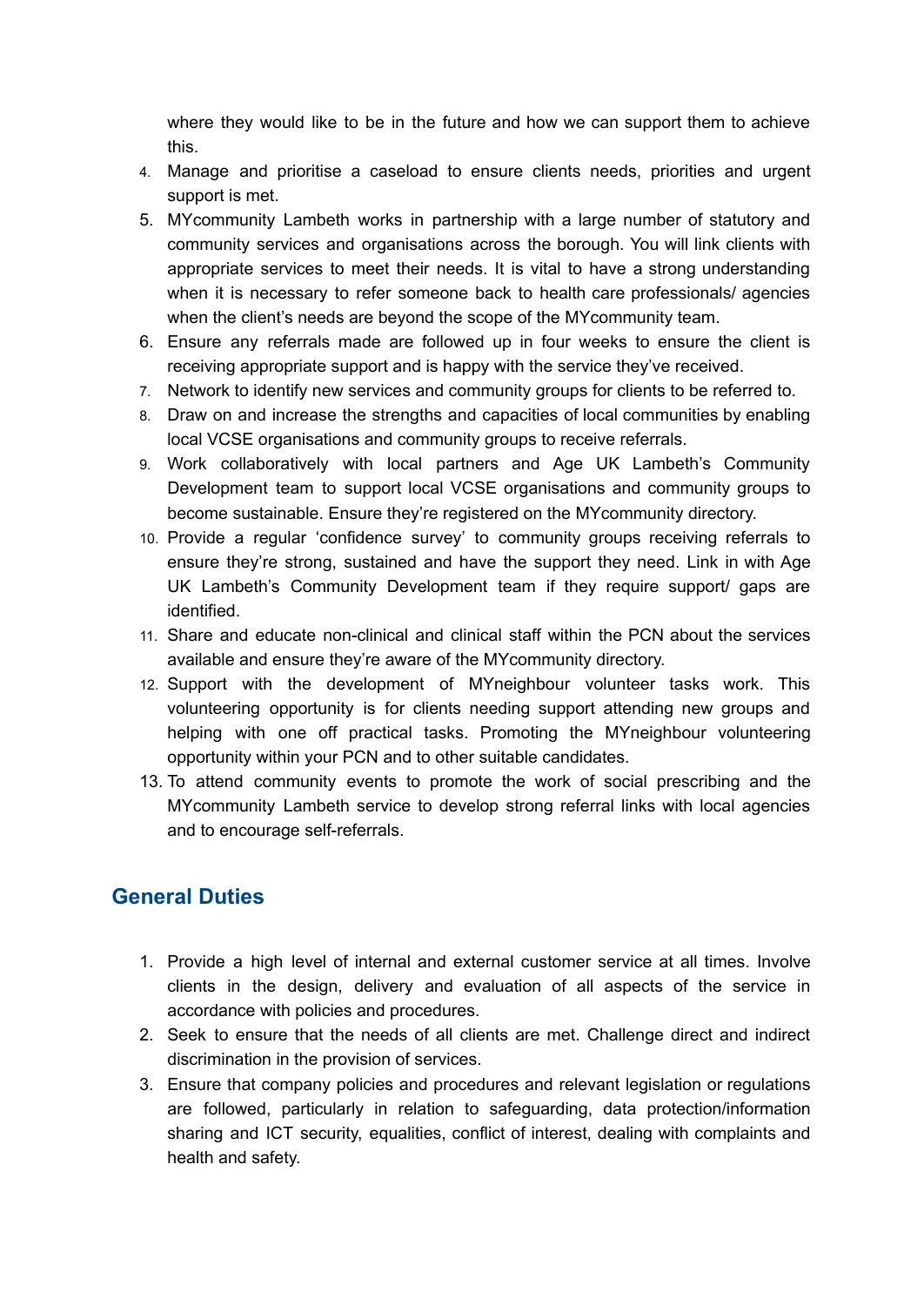where they would like to be in the future and how we can support them to achieve this.

4. Manage and prioritise a caseload to ensure clients needs, priorities and urgent support is met.
5. MYcommunity Lambeth works in partnership with a large number of statutory and community services and organisations across the borough. You will link clients with appropriate services to meet their needs. It is vital to have a strong understanding when it is necessary to refer someone back to health care professionals/ agencies when the client's needs are beyond the scope of the MYcommunity team.
6. Ensure any referrals made are followed up in four weeks to ensure the client is receiving appropriate support and is happy with the service they've received.
7. Network to identify new services and community groups for clients to be referred to.
8. Draw on and increase the strengths and capacities of local communities by enabling local VCSE organisations and community groups to receive referrals.
9. Work collaboratively with local partners and Age UK Lambeth's Community Development team to support local VCSE organisations and community groups to become sustainable. Ensure they're registered on the MYcommunity directory.
10. Provide a regular 'confidence survey' to community groups receiving referrals to ensure they're strong, sustained and have the support they need. Link in with Age UK Lambeth's Community Development team if they require support/ gaps are identified.
11. Share and educate non-clinical and clinical staff within the PCN about the services available and ensure they're aware of the MYcommunity directory.
12. Support with the development of MYneighbour volunteer tasks work. This volunteering opportunity is for clients needing support attending new groups and helping with one off practical tasks. Promoting the MYneighbour volunteering opportunity within your PCN and to other suitable candidates.
13. To attend community events to promote the work of social prescribing and the MYcommunity Lambeth service to develop strong referral links with local agencies and to encourage self-referrals.

## General Duties

1. Provide a high level of internal and external customer service at all times. Involve clients in the design, delivery and evaluation of all aspects of the service in accordance with policies and procedures.
2. Seek to ensure that the needs of all clients are met. Challenge direct and indirect discrimination in the provision of services.
3. Ensure that company policies and procedures and relevant legislation or regulations are followed, particularly in relation to safeguarding, data protection/information sharing and ICT security, equalities, conflict of interest, dealing with complaints and health and safety.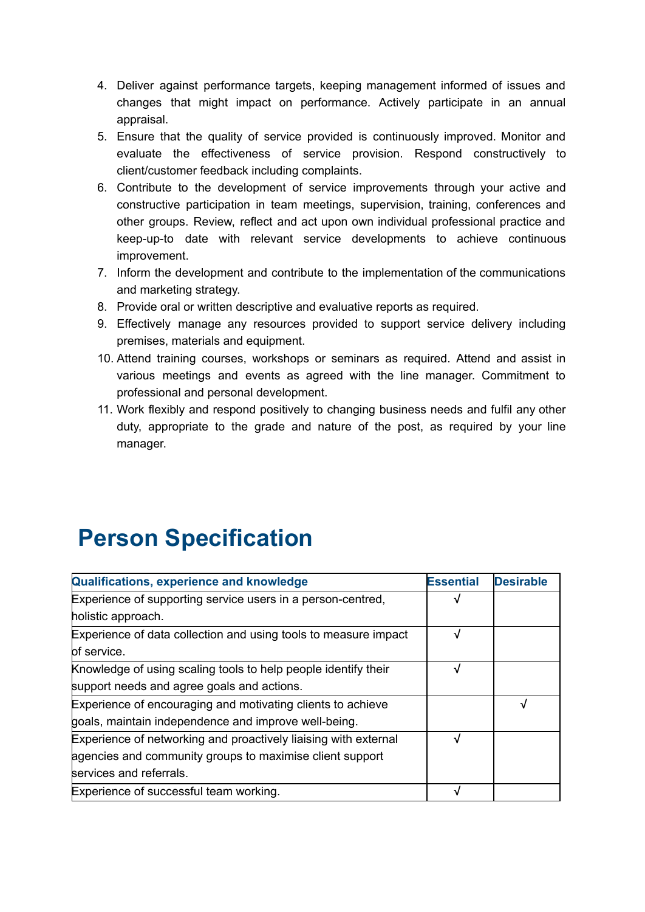4. Deliver against performance targets, keeping management informed of issues and changes that might impact on performance. Actively participate in an annual appraisal.
5. Ensure that the quality of service provided is continuously improved. Monitor and evaluate the effectiveness of service provision. Respond constructively to client/customer feedback including complaints.
6. Contribute to the development of service improvements through your active and constructive participation in team meetings, supervision, training, conferences and other groups. Review, reflect and act upon own individual professional practice and keep-up-to date with relevant service developments to achieve continuous improvement.
7. Inform the development and contribute to the implementation of the communications and marketing strategy.
8. Provide oral or written descriptive and evaluative reports as required.
9. Effectively manage any resources provided to support service delivery including premises, materials and equipment.
10. Attend training courses, workshops or seminars as required. Attend and assist in various meetings and events as agreed with the line manager. Commitment to professional and personal development.
11. Work flexibly and respond positively to changing business needs and fulfil any other duty, appropriate to the grade and nature of the post, as required by your line manager.

# Person Specification

| Qualifications, experience and knowledge | Essential | Desirable |
|---|---|---|
| Experience of supporting service users in a person-centred, holistic approach. | √ | |
| Experience of data collection and using tools to measure impact of service. | √ | |
| Knowledge of using scaling tools to help people identify their support needs and agree goals and actions. | √ | |
| Experience of encouraging and motivating clients to achieve goals, maintain independence and improve well-being. | | √ |
| Experience of networking and proactively liaising with external agencies and community groups to maximise client support services and referrals. | √ | |
| Experience of successful team working. | √ | |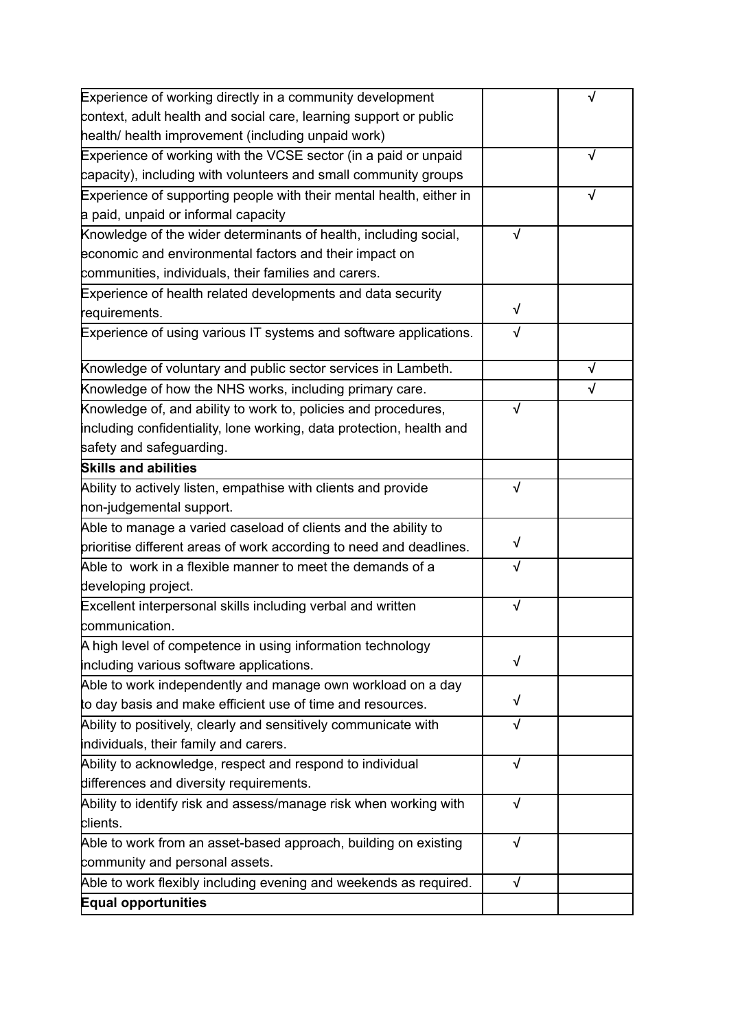| | | |
|---|---|---|
| Experience of working directly in a community development context, adult health and social care, learning support or public health/ health improvement (including unpaid work) | | √ |
| Experience of working with the VCSE sector (in a paid or unpaid capacity), including with volunteers and small community groups | | √ |
| Experience of supporting people with their mental health, either in a paid, unpaid or informal capacity | | √ |
| Knowledge of the wider determinants of health, including social, economic and environmental factors and their impact on communities, individuals, their families and carers. | √ | |
| Experience of health related developments and data security requirements. | √ | |
| Experience of using various IT systems and software applications. | √ | |
| Knowledge of voluntary and public sector services in Lambeth. | | √ |
| Knowledge of how the NHS works, including primary care. | | √ |
| Knowledge of, and ability to work to, policies and procedures, including confidentiality, lone working, data protection, health and safety and safeguarding. | √ | |
| **Skills and abilities** | | |
| Ability to actively listen, empathise with clients and provide non-judgemental support. | √ | |
| Able to manage a varied caseload of clients and the ability to prioritise different areas of work according to need and deadlines. | √ | |
| Able to work in a flexible manner to meet the demands of a developing project. | √ | |
| Excellent interpersonal skills including verbal and written communication. | √ | |
| A high level of competence in using information technology including various software applications. | √ | |
| Able to work independently and manage own workload on a day to day basis and make efficient use of time and resources. | √ | |
| Ability to positively, clearly and sensitively communicate with individuals, their family and carers. | √ | |
| Ability to acknowledge, respect and respond to individual differences and diversity requirements. | √ | |
| Ability to identify risk and assess/manage risk when working with clients. | √ | |
| Able to work from an asset-based approach, building on existing community and personal assets. | √ | |
| Able to work flexibly including evening and weekends as required. | √ | |
| **Equal opportunities** | | |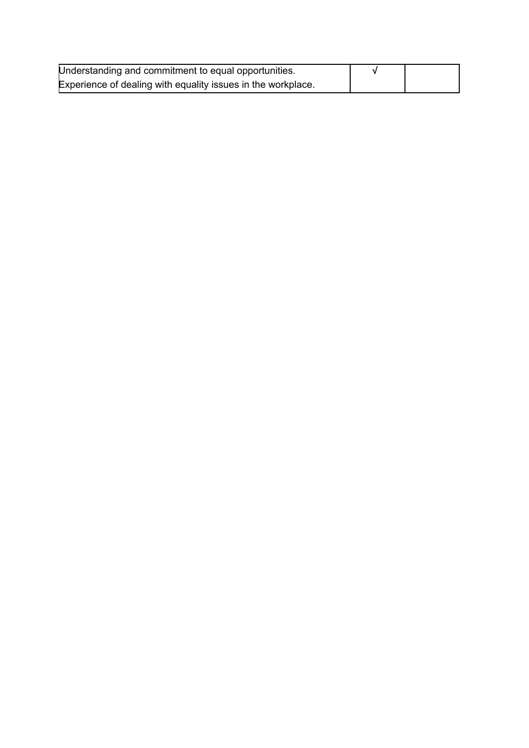| | | |
|---|---|---|
| Understanding and commitment to equal opportunities.<br>Experience of dealing with equality issues in the workplace. | √ | |